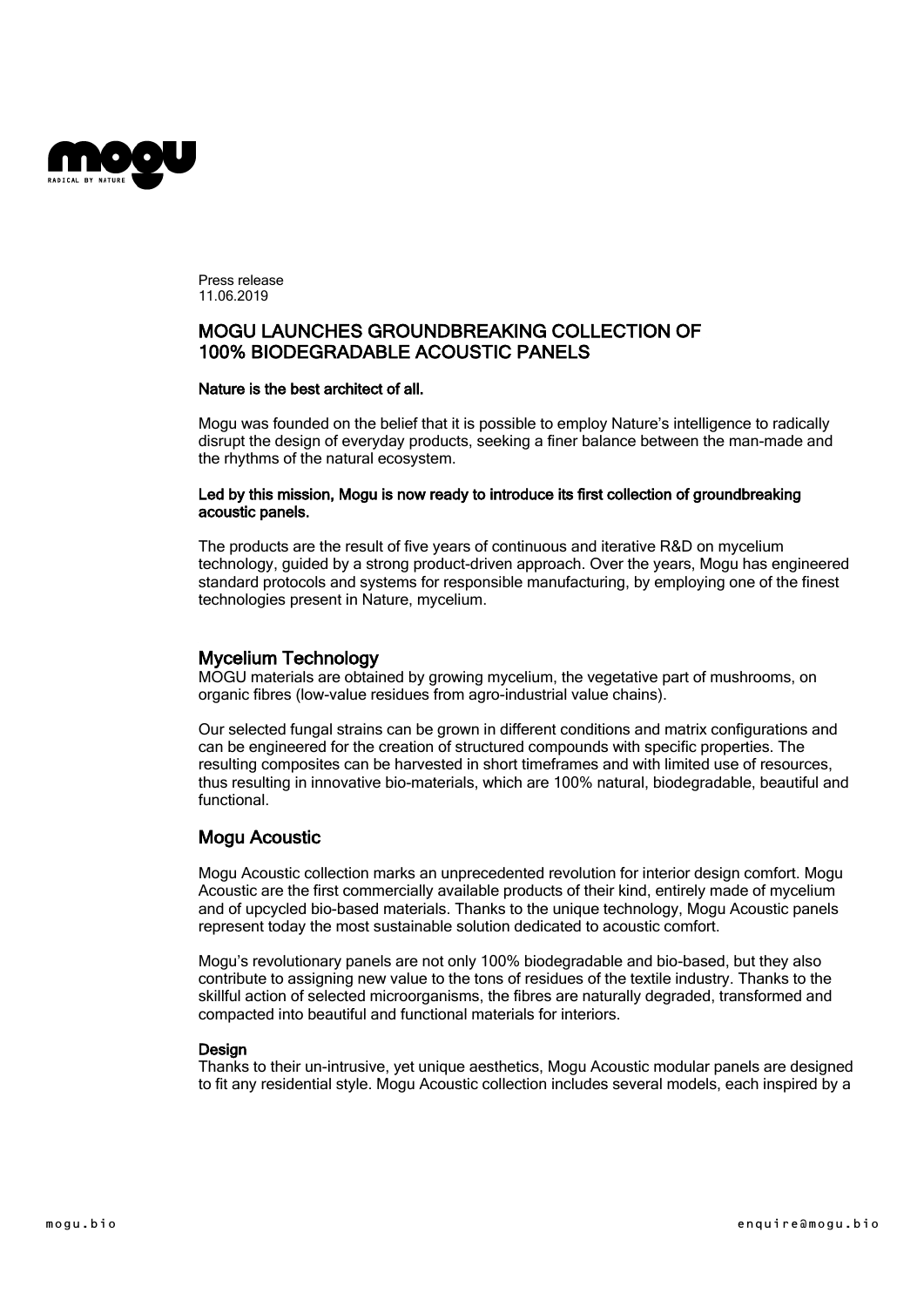Press release
11.06.2019

# MOGU LAUNCHES GROUNDBREAKING COLLECTION OF 100% BIODEGRADABLE ACOUSTIC PANELS

**Nature is the best architect of all.**

Mogu was founded on the belief that it is possible to employ Nature's intelligence to radically disrupt the design of everyday products, seeking a finer balance between the man-made and the rhythms of the natural ecosystem.

**Led by this mission, Mogu is now ready to introduce its first collection of groundbreaking acoustic panels.**

The products are the result of five years of continuous and iterative R&D on mycelium technology, guided by a strong product-driven approach. Over the years, Mogu has engineered standard protocols and systems for responsible manufacturing, by employing one of the finest technologies present in Nature, mycelium.

## Mycelium Technology

MOGU materials are obtained by growing mycelium, the vegetative part of mushrooms, on organic fibres (low-value residues from agro-industrial value chains).

Our selected fungal strains can be grown in different conditions and matrix configurations and can be engineered for the creation of structured compounds with specific properties. The resulting composites can be harvested in short timeframes and with limited use of resources, thus resulting in innovative bio-materials, which are 100% natural, biodegradable, beautiful and functional.

## Mogu Acoustic

Mogu Acoustic collection marks an unprecedented revolution for interior design comfort. Mogu Acoustic are the first commercially available products of their kind, entirely made of mycelium and of upcycled bio-based materials. Thanks to the unique technology, Mogu Acoustic panels represent today the most sustainable solution dedicated to acoustic comfort.

Mogu's revolutionary panels are not only 100% biodegradable and bio-based, but they also contribute to assigning new value to the tons of residues of the textile industry. Thanks to the skillful action of selected microorganisms, the fibres are naturally degraded, transformed and compacted into beautiful and functional materials for interiors.

### Design

Thanks to their un-intrusive, yet unique aesthetics, Mogu Acoustic modular panels are designed to fit any residential style. Mogu Acoustic collection includes several models, each inspired by a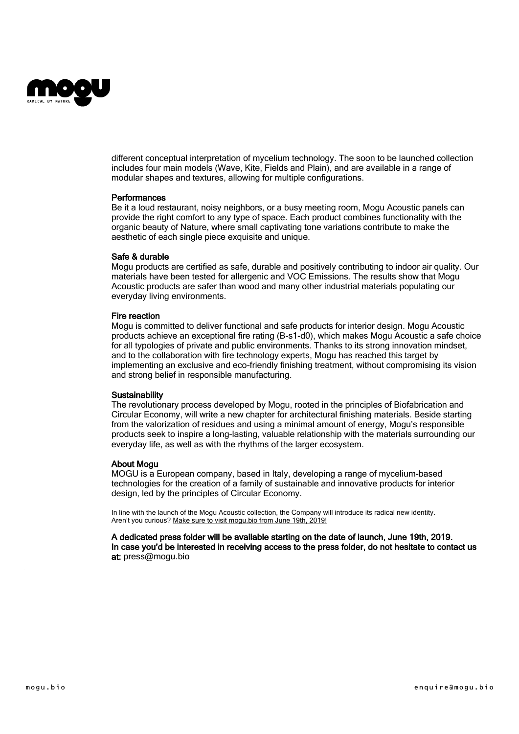different conceptual interpretation of mycelium technology. The soon to be launched collection includes four main models (Wave, Kite, Fields and Plain), and are available in a range of modular shapes and textures, allowing for multiple configurations.

### Performances

Be it a loud restaurant, noisy neighbors, or a busy meeting room, Mogu Acoustic panels can provide the right comfort to any type of space. Each product combines functionality with the organic beauty of Nature, where small captivating tone variations contribute to make the aesthetic of each single piece exquisite and unique.

### Safe & durable

Mogu products are certified as safe, durable and positively contributing to indoor air quality. Our materials have been tested for allergenic and VOC Emissions. The results show that Mogu Acoustic products are safer than wood and many other industrial materials populating our everyday living environments.

### Fire reaction

Mogu is committed to deliver functional and safe products for interior design. Mogu Acoustic products achieve an exceptional fire rating (B-s1-d0), which makes Mogu Acoustic a safe choice for all typologies of private and public environments. Thanks to its strong innovation mindset, and to the collaboration with fire technology experts, Mogu has reached this target by implementing an exclusive and eco-friendly finishing treatment, without compromising its vision and strong belief in responsible manufacturing.

### Sustainability

The revolutionary process developed by Mogu, rooted in the principles of Biofabrication and Circular Economy, will write a new chapter for architectural finishing materials. Beside starting from the valorization of residues and using a minimal amount of energy, Mogu's responsible products seek to inspire a long-lasting, valuable relationship with the materials surrounding our everyday life, as well as with the rhythms of the larger ecosystem.

### About Mogu

MOGU is a European company, based in Italy, developing a range of mycelium-based technologies for the creation of a family of sustainable and innovative products for interior design, led by the principles of Circular Economy.

In line with the launch of the Mogu Acoustic collection, the Company will introduce its radical new identity.
Aren't you curious? Make sure to visit mogu.bio from June 19th, 2019!

**A dedicated press folder will be available starting on the date of launch, June 19th, 2019.**
**In case you'd be interested in receiving access to the press folder, do not hesitate to contact us at:** press@mogu.bio